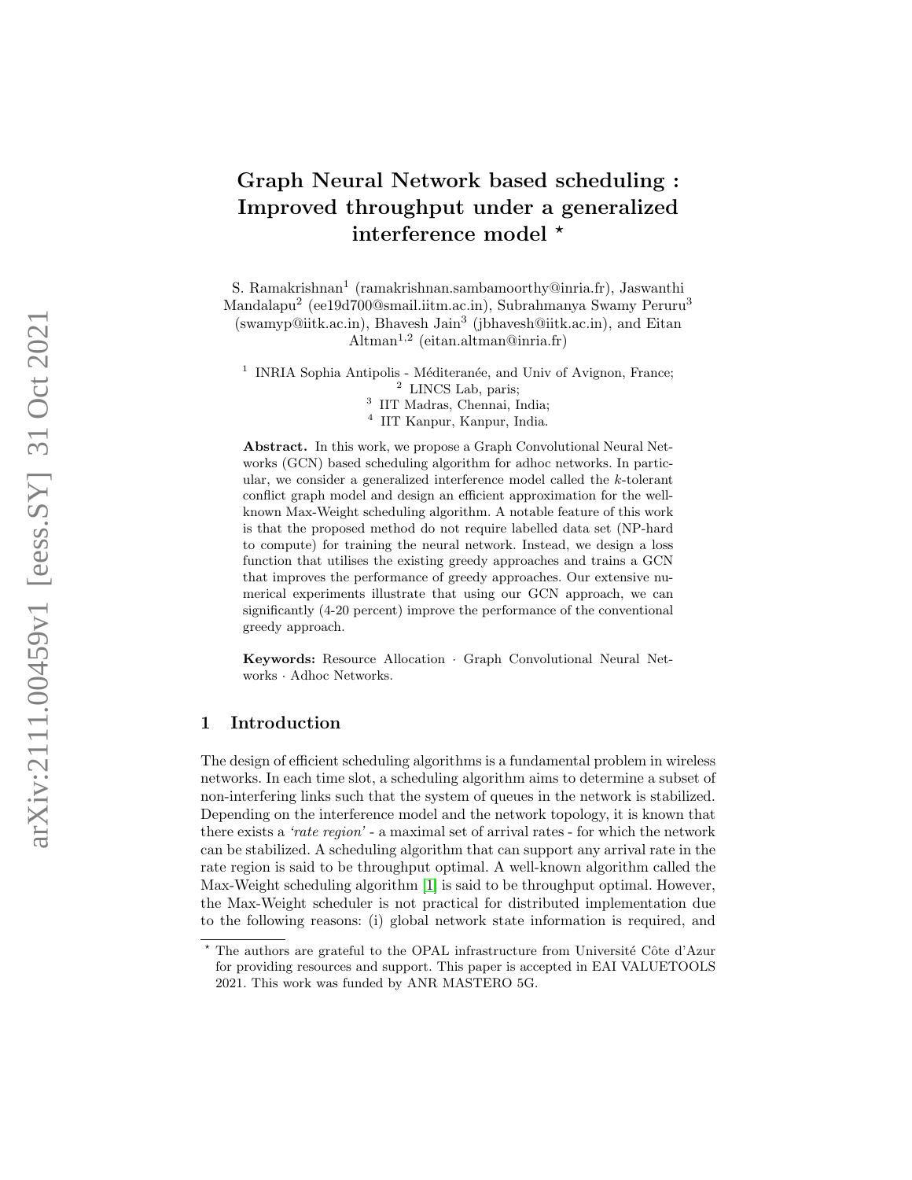# Graph Neural Network based scheduling : Improved throughput under a generalized interference model *

S. Ramakrishnan[1] (ramakrishnan.sambamoorthy@inria.fr), Jaswanthi Mandalapu[2] (ee19d700@smail.iitm.ac.in), Subrahmanya Swamy Peruru[3] (swamyp@iitk.ac.in), Bhavesh Jain[3] (jbhavesh@iitk.ac.in), and Eitan Altman[1,2] (eitan.altman@inria.fr)

[1] INRIA Sophia Antipolis - Méditeranée, and Univ of Avignon, France;
[2] LINCS Lab, paris;
[3] IIT Madras, Chennai, India;
[4] IIT Kanpur, Kanpur, India.

**Abstract.** In this work, we propose a Graph Convolutional Neural Networks (GCN) based scheduling algorithm for adhoc networks. In particular, we consider a generalized interference model called the $k$-tolerant conflict graph model and design an efficient approximation for the well-known Max-Weight scheduling algorithm. A notable feature of this work is that the proposed method do not require labelled data set (NP-hard to compute) for training the neural network. Instead, we design a loss function that utilises the existing greedy approaches and trains a GCN that improves the performance of greedy approaches. Our extensive numerical experiments illustrate that using our GCN approach, we can significantly (4-20 percent) improve the performance of the conventional greedy approach.

**Keywords:** Resource Allocation · Graph Convolutional Neural Networks · Adhoc Networks.

## 1 Introduction

The design of efficient scheduling algorithms is a fundamental problem in wireless networks. In each time slot, a scheduling algorithm aims to determine a subset of non-interfering links such that the system of queues in the network is stabilized. Depending on the interference model and the network topology, it is known that there exists a *'rate region'* - a maximal set of arrival rates - for which the network can be stabilized. A scheduling algorithm that can support any arrival rate in the rate region is said to be throughput optimal. A well-known algorithm called the Max-Weight scheduling algorithm [1] is said to be throughput optimal. However, the Max-Weight scheduler is not practical for distributed implementation due to the following reasons: (i) global network state information is required, and

* The authors are grateful to the OPAL infrastructure from Université Côte d'Azur for providing resources and support. This paper is accepted in EAI VALUETOOLS 2021. This work was funded by ANR MASTERO 5G.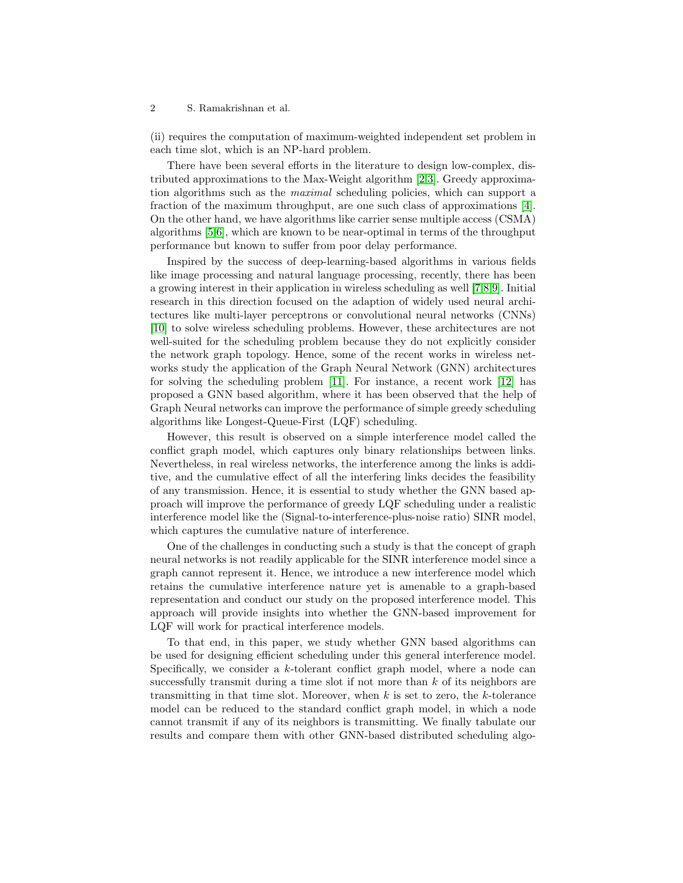(ii) requires the computation of maximum-weighted independent set problem in each time slot, which is an NP-hard problem.

There have been several efforts in the literature to design low-complex, distributed approximations to the Max-Weight algorithm [2,3]. Greedy approximation algorithms such as the *maximal* scheduling policies, which can support a fraction of the maximum throughput, are one such class of approximations [4]. On the other hand, we have algorithms like carrier sense multiple access (CSMA) algorithms [5,6], which are known to be near-optimal in terms of the throughput performance but known to suffer from poor delay performance.

Inspired by the success of deep-learning-based algorithms in various fields like image processing and natural language processing, recently, there has been a growing interest in their application in wireless scheduling as well [7,8,9]. Initial research in this direction focused on the adaption of widely used neural architectures like multi-layer perceptrons or convolutional neural networks (CNNs) [10] to solve wireless scheduling problems. However, these architectures are not well-suited for the scheduling problem because they do not explicitly consider the network graph topology. Hence, some of the recent works in wireless networks study the application of the Graph Neural Network (GNN) architectures for solving the scheduling problem [11]. For instance, a recent work [12] has proposed a GNN based algorithm, where it has been observed that the help of Graph Neural networks can improve the performance of simple greedy scheduling algorithms like Longest-Queue-First (LQF) scheduling.

However, this result is observed on a simple interference model called the conflict graph model, which captures only binary relationships between links. Nevertheless, in real wireless networks, the interference among the links is additive, and the cumulative effect of all the interfering links decides the feasibility of any transmission. Hence, it is essential to study whether the GNN based approach will improve the performance of greedy LQF scheduling under a realistic interference model like the (Signal-to-interference-plus-noise ratio) SINR model, which captures the cumulative nature of interference.

One of the challenges in conducting such a study is that the concept of graph neural networks is not readily applicable for the SINR interference model since a graph cannot represent it. Hence, we introduce a new interference model which retains the cumulative interference nature yet is amenable to a graph-based representation and conduct our study on the proposed interference model. This approach will provide insights into whether the GNN-based improvement for LQF will work for practical interference models.

To that end, in this paper, we study whether GNN based algorithms can be used for designing efficient scheduling under this general interference model. Specifically, we consider a $k$-tolerant conflict graph model, where a node can successfully transmit during a time slot if not more than $k$ of its neighbors are transmitting in that time slot. Moreover, when $k$ is set to zero, the $k$-tolerance model can be reduced to the standard conflict graph model, in which a node cannot transmit if any of its neighbors is transmitting. We finally tabulate our results and compare them with other GNN-based distributed scheduling algo-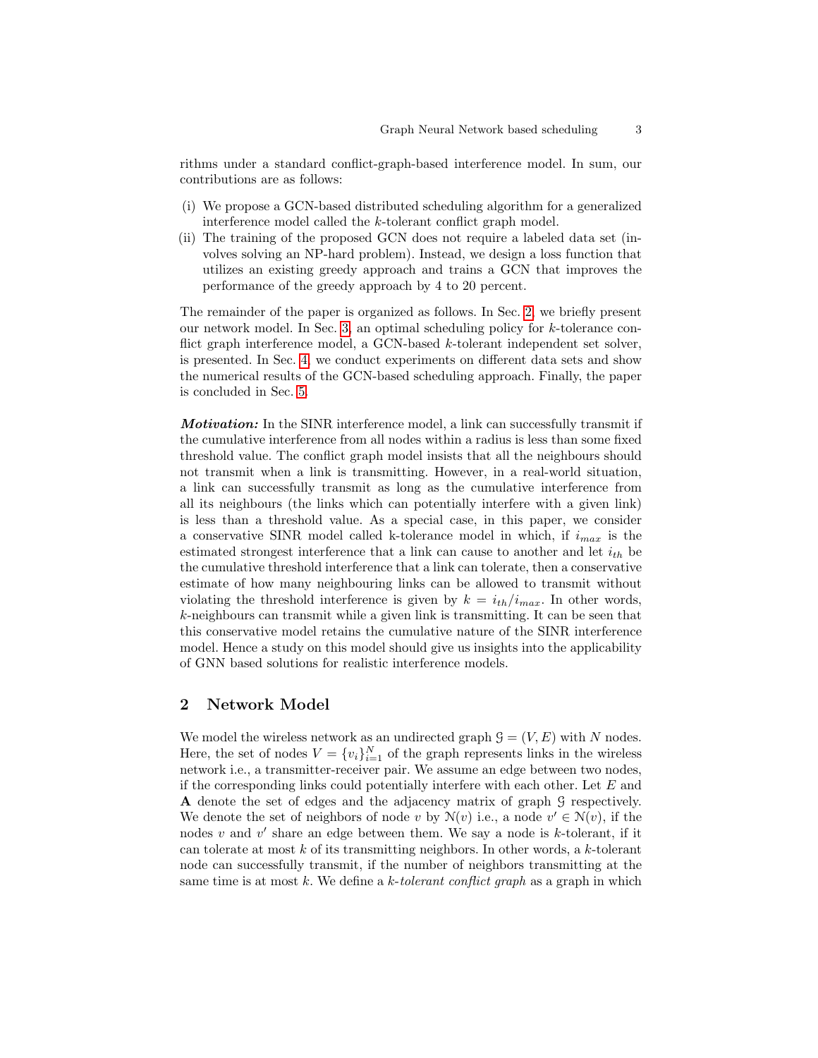rithms under a standard conflict-graph-based interference model. In sum, our contributions are as follows:

(i) We propose a GCN-based distributed scheduling algorithm for a generalized interference model called the $k$-tolerant conflict graph model.
(ii) The training of the proposed GCN does not require a labeled data set (involves solving an NP-hard problem). Instead, we design a loss function that utilizes an existing greedy approach and trains a GCN that improves the performance of the greedy approach by 4 to 20 percent.

The remainder of the paper is organized as follows. In Sec. 2, we briefly present our network model. In Sec. 3, an optimal scheduling policy for $k$-tolerance conflict graph interference model, a GCN-based $k$-tolerant independent set solver, is presented. In Sec. 4, we conduct experiments on different data sets and show the numerical results of the GCN-based scheduling approach. Finally, the paper is concluded in Sec. 5.

***Motivation:*** In the SINR interference model, a link can successfully transmit if the cumulative interference from all nodes within a radius is less than some fixed threshold value. The conflict graph model insists that all the neighbours should not transmit when a link is transmitting. However, in a real-world situation, a link can successfully transmit as long as the cumulative interference from all its neighbours (the links which can potentially interfere with a given link) is less than a threshold value. As a special case, in this paper, we consider a conservative SINR model called k-tolerance model in which, if $i_{max}$ is the estimated strongest interference that a link can cause to another and let $i_{th}$ be the cumulative threshold interference that a link can tolerate, then a conservative estimate of how many neighbouring links can be allowed to transmit without violating the threshold interference is given by $k = i_{th}/i_{max}$. In other words, $k$-neighbours can transmit while a given link is transmitting. It can be seen that this conservative model retains the cumulative nature of the SINR interference model. Hence a study on this model should give us insights into the applicability of GNN based solutions for realistic interference models.

## 2 Network Model

We model the wireless network as an undirected graph $\mathcal{G} = (V, E)$ with $N$ nodes. Here, the set of nodes $V = \{v_i\}_{i=1}^{N}$ of the graph represents links in the wireless network i.e., a transmitter-receiver pair. We assume an edge between two nodes, if the corresponding links could potentially interfere with each other. Let $E$ and $\mathbf{A}$ denote the set of edges and the adjacency matrix of graph $\mathcal{G}$ respectively. We denote the set of neighbors of node $v$ by $\mathcal{N}(v)$ i.e., a node $v' \in \mathcal{N}(v)$, if the nodes $v$ and $v'$ share an edge between them. We say a node is $k$-tolerant, if it can tolerate at most $k$ of its transmitting neighbors. In other words, a $k$-tolerant node can successfully transmit, if the number of neighbors transmitting at the same time is at most $k$. We define a *$k$-tolerant conflict graph* as a graph in which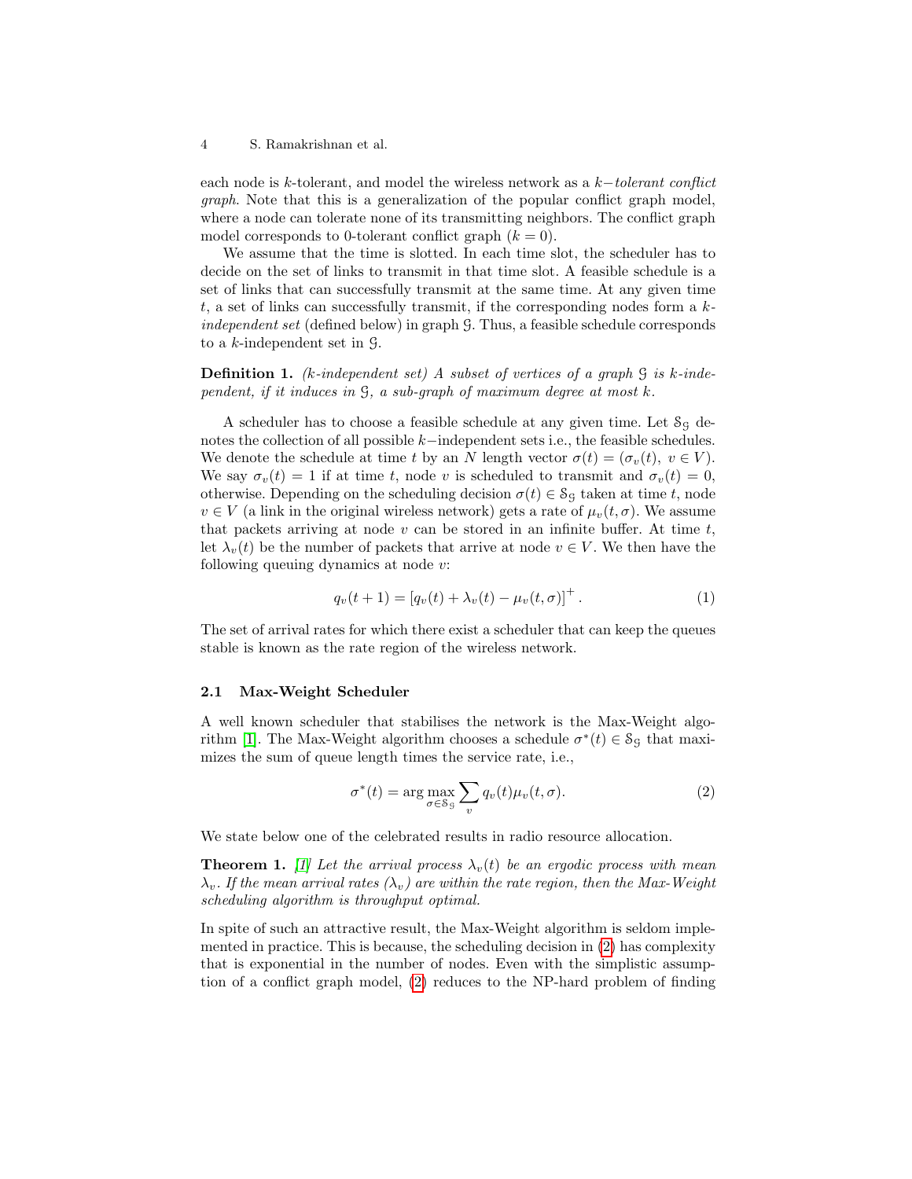each node is $k$-tolerant, and model the wireless network as a $k-$*tolerant conflict graph*. Note that this is a generalization of the popular conflict graph model, where a node can tolerate none of its transmitting neighbors. The conflict graph model corresponds to 0-tolerant conflict graph ($k = 0$).

We assume that the time is slotted. In each time slot, the scheduler has to decide on the set of links to transmit in that time slot. A feasible schedule is a set of links that can successfully transmit at the same time. At any given time $t$, a set of links can successfully transmit, if the corresponding nodes form a $k$-*independent set* (defined below) in graph $\mathcal{G}$. Thus, a feasible schedule corresponds to a $k$-independent set in $\mathcal{G}$.

**Definition 1.** *($k$-independent set) A subset of vertices of a graph $\mathcal{G}$ is $k$-independent, if it induces in $\mathcal{G}$, a sub-graph of maximum degree at most $k$.*

A scheduler has to choose a feasible schedule at any given time. Let $\mathcal{S}_\mathcal{G}$ denotes the collection of all possible $k-$independent sets i.e., the feasible schedules. We denote the schedule at time $t$ by an $N$ length vector $\sigma(t) = (\sigma_v(t),\ v \in V)$. We say $\sigma_v(t) = 1$ if at time $t$, node $v$ is scheduled to transmit and $\sigma_v(t) = 0$, otherwise. Depending on the scheduling decision $\sigma(t) \in \mathcal{S}_\mathcal{G}$ taken at time $t$, node $v \in V$ (a link in the original wireless network) gets a rate of $\mu_v(t, \sigma)$. We assume that packets arriving at node $v$ can be stored in an infinite buffer. At time $t$, let $\lambda_v(t)$ be the number of packets that arrive at node $v \in V$. We then have the following queuing dynamics at node $v$:

$$q_v(t+1) = \left[q_v(t) + \lambda_v(t) - \mu_v(t, \sigma)\right]^+ . \tag{1}$$

The set of arrival rates for which there exist a scheduler that can keep the queues stable is known as the rate region of the wireless network.

### 2.1 Max-Weight Scheduler

A well known scheduler that stabilises the network is the Max-Weight algorithm [1]. The Max-Weight algorithm chooses a schedule $\sigma^*(t) \in \mathcal{S}_\mathcal{G}$ that maximizes the sum of queue length times the service rate, i.e.,

$$\sigma^*(t) = \arg\max_{\sigma \in \mathcal{S}_\mathcal{G}} \sum_v q_v(t)\mu_v(t, \sigma). \tag{2}$$

We state below one of the celebrated results in radio resource allocation.

**Theorem 1.** *[1] Let the arrival process $\lambda_v(t)$ be an ergodic process with mean $\lambda_v$. If the mean arrival rates $(\lambda_v)$ are within the rate region, then the Max-Weight scheduling algorithm is throughput optimal.*

In spite of such an attractive result, the Max-Weight algorithm is seldom implemented in practice. This is because, the scheduling decision in (2) has complexity that is exponential in the number of nodes. Even with the simplistic assumption of a conflict graph model, (2) reduces to the NP-hard problem of finding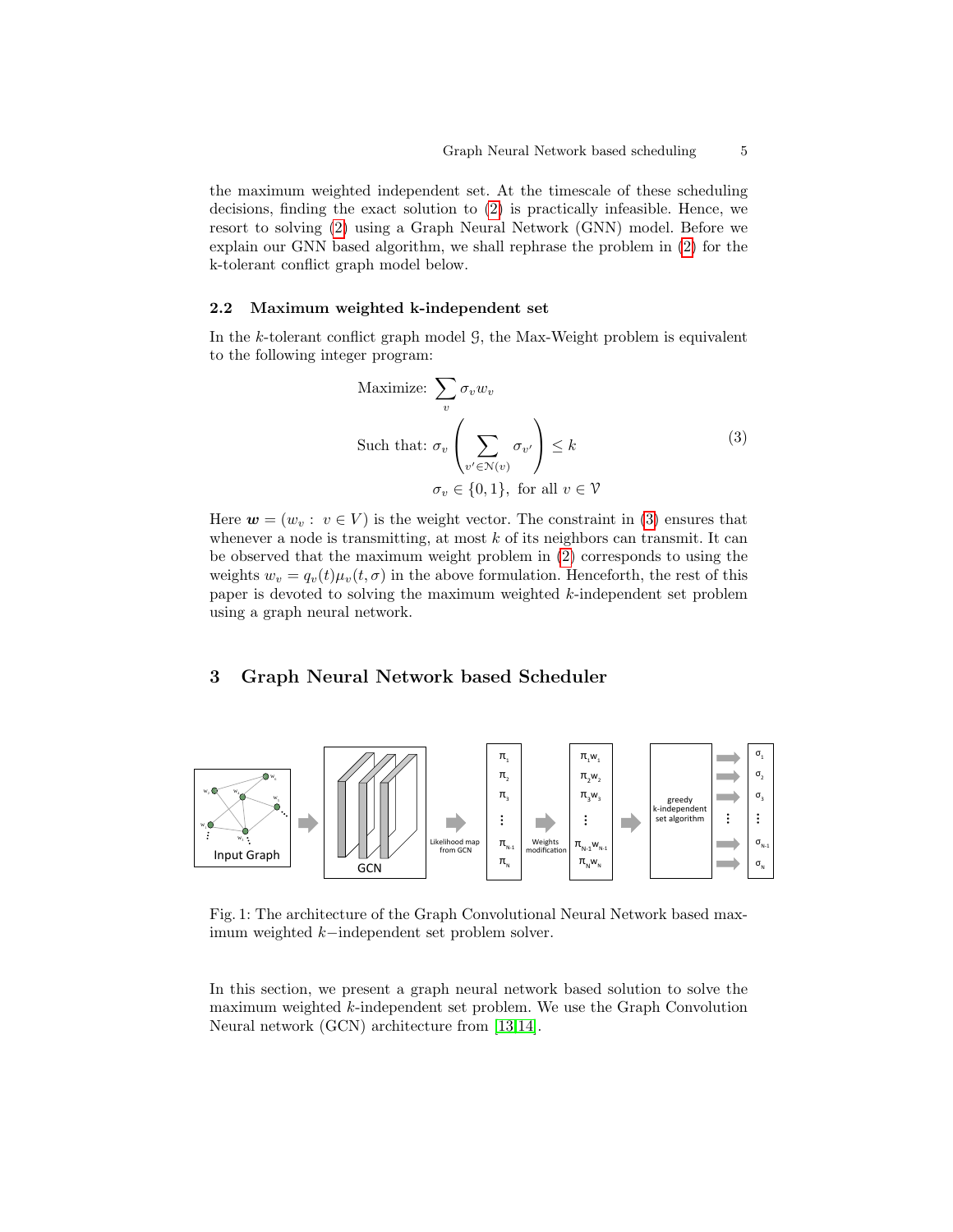the maximum weighted independent set. At the timescale of these scheduling decisions, finding the exact solution to (2) is practically infeasible. Hence, we resort to solving (2) using a Graph Neural Network (GNN) model. Before we explain our GNN based algorithm, we shall rephrase the problem in (2) for the k-tolerant conflict graph model below.

### 2.2 Maximum weighted k-independent set

In the $k$-tolerant conflict graph model $\mathcal{G}$, the Max-Weight problem is equivalent to the following integer program:

$$
\begin{aligned}
&\text{Maximize: } \sum_{v} \sigma_v w_v \\
&\text{Such that: } \sigma_v \left( \sum_{v' \in \mathcal{N}(v)} \sigma_{v'} \right) \leq k \\
&\qquad\qquad \sigma_v \in \{0, 1\}, \text{ for all } v \in \mathcal{V}
\end{aligned}
\tag{3}
$$

Here $\boldsymbol{w} = (w_v : v \in V)$ is the weight vector. The constraint in (3) ensures that whenever a node is transmitting, at most $k$ of its neighbors can transmit. It can be observed that the maximum weight problem in (2) corresponds to using the weights $w_v = q_v(t)\mu_v(t, \sigma)$ in the above formulation. Henceforth, the rest of this paper is devoted to solving the maximum weighted $k$-independent set problem using a graph neural network.

## 3 Graph Neural Network based Scheduler

Fig. 1: The architecture of the Graph Convolutional Neural Network based maximum weighted $k-$independent set problem solver.

In this section, we present a graph neural network based solution to solve the maximum weighted $k$-independent set problem. We use the Graph Convolution Neural network (GCN) architecture from [13,14].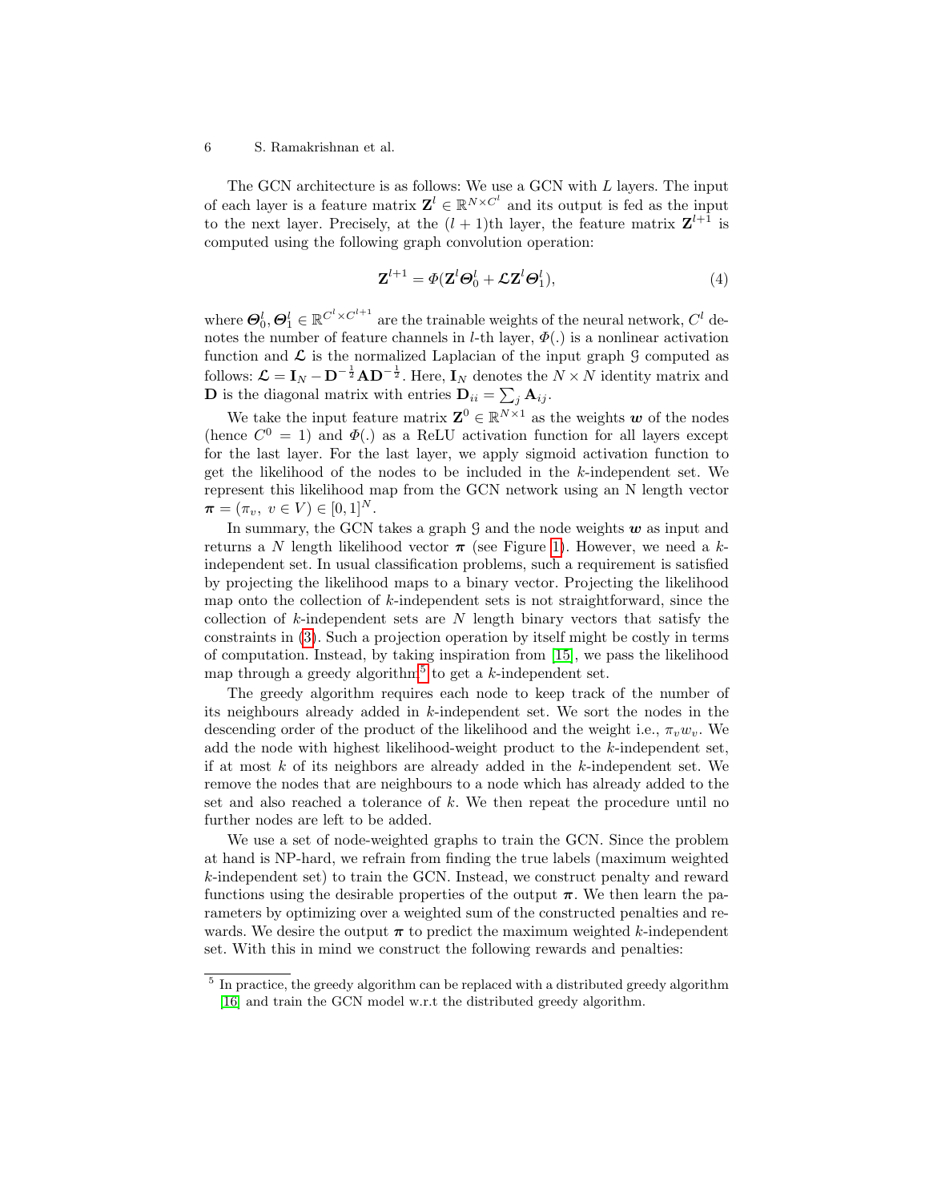The GCN architecture is as follows: We use a GCN with $L$ layers. The input of each layer is a feature matrix $\mathbf{Z}^l \in \mathbb{R}^{N \times C^l}$ and its output is fed as the input to the next layer. Precisely, at the $(l+1)$th layer, the feature matrix $\mathbf{Z}^{l+1}$ is computed using the following graph convolution operation:

$$\mathbf{Z}^{l+1} = \Phi(\mathbf{Z}^l \boldsymbol{\Theta}_0^l + \boldsymbol{\mathcal{L}} \mathbf{Z}^l \boldsymbol{\Theta}_1^l), \tag{4}$$

where $\boldsymbol{\Theta}_0^l, \boldsymbol{\Theta}_1^l \in \mathbb{R}^{C^l \times C^{l+1}}$ are the trainable weights of the neural network, $C^l$ denotes the number of feature channels in $l$-th layer, $\Phi(.)$ is a nonlinear activation function and $\boldsymbol{\mathcal{L}}$ is the normalized Laplacian of the input graph $\mathcal{G}$ computed as follows: $\boldsymbol{\mathcal{L}} = \mathbf{I}_N - \mathbf{D}^{-\frac{1}{2}} \mathbf{A} \mathbf{D}^{-\frac{1}{2}}$. Here, $\mathbf{I}_N$ denotes the $N \times N$ identity matrix and $\mathbf{D}$ is the diagonal matrix with entries $\mathbf{D}_{ii} = \sum_j \mathbf{A}_{ij}$.

We take the input feature matrix $\mathbf{Z}^0 \in \mathbb{R}^{N \times 1}$ as the weights $\boldsymbol{w}$ of the nodes (hence $C^0 = 1$) and $\Phi(.)$ as a ReLU activation function for all layers except for the last layer. For the last layer, we apply sigmoid activation function to get the likelihood of the nodes to be included in the $k$-independent set. We represent this likelihood map from the GCN network using an N length vector $\boldsymbol{\pi} = (\pi_v, \ v \in V) \in [0,1]^N$.

In summary, the GCN takes a graph $\mathcal{G}$ and the node weights $\boldsymbol{w}$ as input and returns a $N$ length likelihood vector $\boldsymbol{\pi}$ (see Figure 1). However, we need a $k$-independent set. In usual classification problems, such a requirement is satisfied by projecting the likelihood maps to a binary vector. Projecting the likelihood map onto the collection of $k$-independent sets is not straightforward, since the collection of $k$-independent sets are $N$ length binary vectors that satisfy the constraints in (3). Such a projection operation by itself might be costly in terms of computation. Instead, by taking inspiration from [15], we pass the likelihood map through a greedy algorithm[5] to get a $k$-independent set.

The greedy algorithm requires each node to keep track of the number of its neighbours already added in $k$-independent set. We sort the nodes in the descending order of the product of the likelihood and the weight i.e., $\pi_v w_v$. We add the node with highest likelihood-weight product to the $k$-independent set, if at most $k$ of its neighbors are already added in the $k$-independent set. We remove the nodes that are neighbours to a node which has already added to the set and also reached a tolerance of $k$. We then repeat the procedure until no further nodes are left to be added.

We use a set of node-weighted graphs to train the GCN. Since the problem at hand is NP-hard, we refrain from finding the true labels (maximum weighted $k$-independent set) to train the GCN. Instead, we construct penalty and reward functions using the desirable properties of the output $\boldsymbol{\pi}$. We then learn the parameters by optimizing over a weighted sum of the constructed penalties and rewards. We desire the output $\boldsymbol{\pi}$ to predict the maximum weighted $k$-independent set. With this in mind we construct the following rewards and penalties:

[5] In practice, the greedy algorithm can be replaced with a distributed greedy algorithm [16] and train the GCN model w.r.t the distributed greedy algorithm.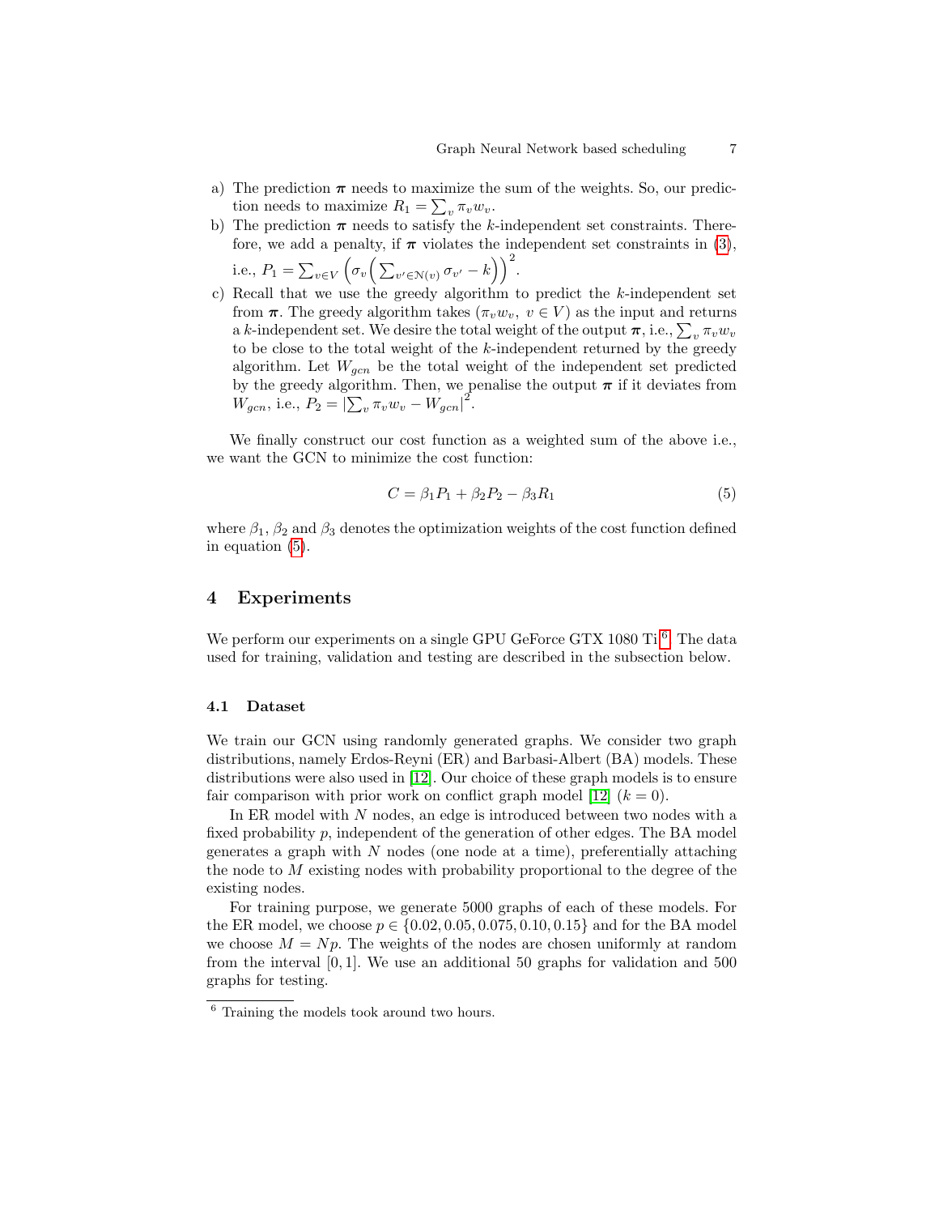a) The prediction $\boldsymbol{\pi}$ needs to maximize the sum of the weights. So, our prediction needs to maximize $R_1 = \sum_v \pi_v w_v$.
b) The prediction $\boldsymbol{\pi}$ needs to satisfy the $k$-independent set constraints. Therefore, we add a penalty, if $\boldsymbol{\pi}$ violates the independent set constraints in (3), i.e., $P_1 = \sum_{v \in V} \left( \sigma_v \left( \sum_{v' \in \mathcal{N}(v)} \sigma_{v'} - k \right) \right)^2$.
c) Recall that we use the greedy algorithm to predict the $k$-independent set from $\boldsymbol{\pi}$. The greedy algorithm takes $(\pi_v w_v,\ v \in V)$ as the input and returns a $k$-independent set. We desire the total weight of the output $\boldsymbol{\pi}$, i.e., $\sum_v \pi_v w_v$ to be close to the total weight of the $k$-independent returned by the greedy algorithm. Let $W_{gcn}$ be the total weight of the independent set predicted by the greedy algorithm. Then, we penalise the output $\boldsymbol{\pi}$ if it deviates from $W_{gcn}$, i.e., $P_2 = \left|\sum_v \pi_v w_v - W_{gcn}\right|^2$.

We finally construct our cost function as a weighted sum of the above i.e., we want the GCN to minimize the cost function:

$$C = \beta_1 P_1 + \beta_2 P_2 - \beta_3 R_1 \tag{5}$$

where $\beta_1$, $\beta_2$ and $\beta_3$ denotes the optimization weights of the cost function defined in equation (5).

## 4 Experiments

We perform our experiments on a single GPU GeForce GTX 1080 Ti [6]. The data used for training, validation and testing are described in the subsection below.

### 4.1 Dataset

We train our GCN using randomly generated graphs. We consider two graph distributions, namely Erdos-Reyni (ER) and Barbasi-Albert (BA) models. These distributions were also used in [12]. Our choice of these graph models is to ensure fair comparison with prior work on conflict graph model [12] ($k = 0$).

In ER model with $N$ nodes, an edge is introduced between two nodes with a fixed probability $p$, independent of the generation of other edges. The BA model generates a graph with $N$ nodes (one node at a time), preferentially attaching the node to $M$ existing nodes with probability proportional to the degree of the existing nodes.

For training purpose, we generate 5000 graphs of each of these models. For the ER model, we choose $p \in \{0.02, 0.05, 0.075, 0.10, 0.15\}$ and for the BA model we choose $M = Np$. The weights of the nodes are chosen uniformly at random from the interval $[0, 1]$. We use an additional 50 graphs for validation and 500 graphs for testing.

[6] Training the models took around two hours.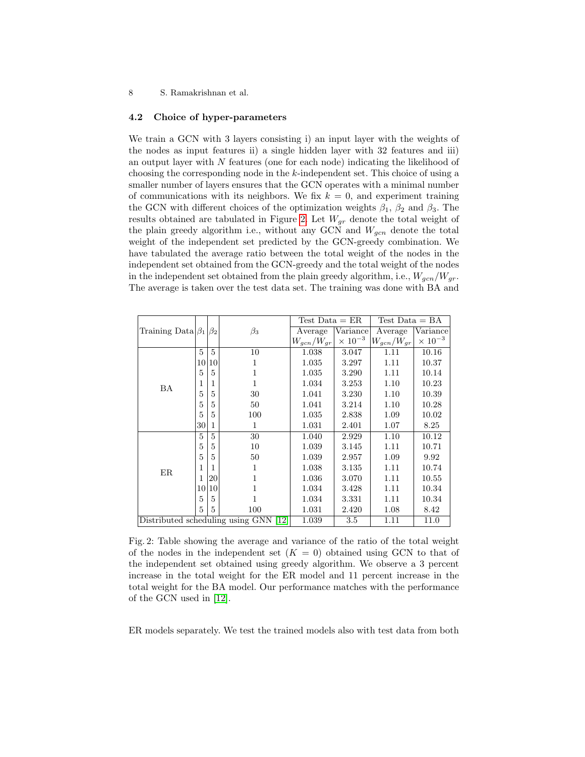### 4.2 Choice of hyper-parameters

We train a GCN with 3 layers consisting i) an input layer with the weights of the nodes as input features ii) a single hidden layer with 32 features and iii) an output layer with $N$ features (one for each node) indicating the likelihood of choosing the corresponding node in the $k$-independent set. This choice of using a smaller number of layers ensures that the GCN operates with a minimal number of communications with its neighbors. We fix $k = 0$, and experiment training the GCN with different choices of the optimization weights $\beta_1$, $\beta_2$ and $\beta_3$. The results obtained are tabulated in Figure 2. Let $W_{gr}$ denote the total weight of the plain greedy algorithm i.e., without any GCN and $W_{gcn}$ denote the total weight of the independent set predicted by the GCN-greedy combination. We have tabulated the average ratio between the total weight of the nodes in the independent set obtained from the GCN-greedy and the total weight of the nodes in the independent set obtained from the plain greedy algorithm, i.e., $W_{gcn}/W_{gr}$. The average is taken over the test data set. The training was done with BA and ER models separately. We test the trained models also with test data from both

| Training Data | $\beta_1$ | $\beta_2$ | $\beta_3$ | Test Data = ER | | Test Data = BA | |
|---|---|---|---|---|---|---|---|
| | | | | Average $W_{gcn}/W_{gr}$ | Variance $\times 10^{-3}$ | Average $W_{gcn}/W_{gr}$ | Variance $\times 10^{-3}$ |
| BA | 5 | 5 | 10 | 1.038 | 3.047 | 1.11 | 10.16 |
| | 10 | 10 | 1 | 1.035 | 3.297 | 1.11 | 10.37 |
| | 5 | 5 | 1 | 1.035 | 3.290 | 1.11 | 10.14 |
| | 1 | 1 | 1 | 1.034 | 3.253 | 1.10 | 10.23 |
| | 5 | 5 | 30 | 1.041 | 3.230 | 1.10 | 10.39 |
| | 5 | 5 | 50 | 1.041 | 3.214 | 1.10 | 10.28 |
| | 5 | 5 | 100 | 1.035 | 2.838 | 1.09 | 10.02 |
| | 30 | 1 | 1 | 1.031 | 2.401 | 1.07 | 8.25 |
| ER | 5 | 5 | 30 | 1.040 | 2.929 | 1.10 | 10.12 |
| | 5 | 5 | 10 | 1.039 | 3.145 | 1.11 | 10.71 |
| | 5 | 5 | 50 | 1.039 | 2.957 | 1.09 | 9.92 |
| | 1 | 1 | 1 | 1.038 | 3.135 | 1.11 | 10.74 |
| | 1 | 20 | 1 | 1.036 | 3.070 | 1.11 | 10.55 |
| | 10 | 10 | 1 | 1.034 | 3.428 | 1.11 | 10.34 |
| | 5 | 5 | 1 | 1.034 | 3.331 | 1.11 | 10.34 |
| | 5 | 5 | 100 | 1.031 | 2.420 | 1.08 | 8.42 |
| Distributed scheduling using GNN [12] | | | | 1.039 | 3.5 | 1.11 | 11.0 |

Fig. 2: Table showing the average and variance of the ratio of the total weight of the nodes in the independent set ($K = 0$) obtained using GCN to that of the independent set obtained using greedy algorithm. We observe a 3 percent increase in the total weight for the ER model and 11 percent increase in the total weight for the BA model. Our performance matches with the performance of the GCN used in [12].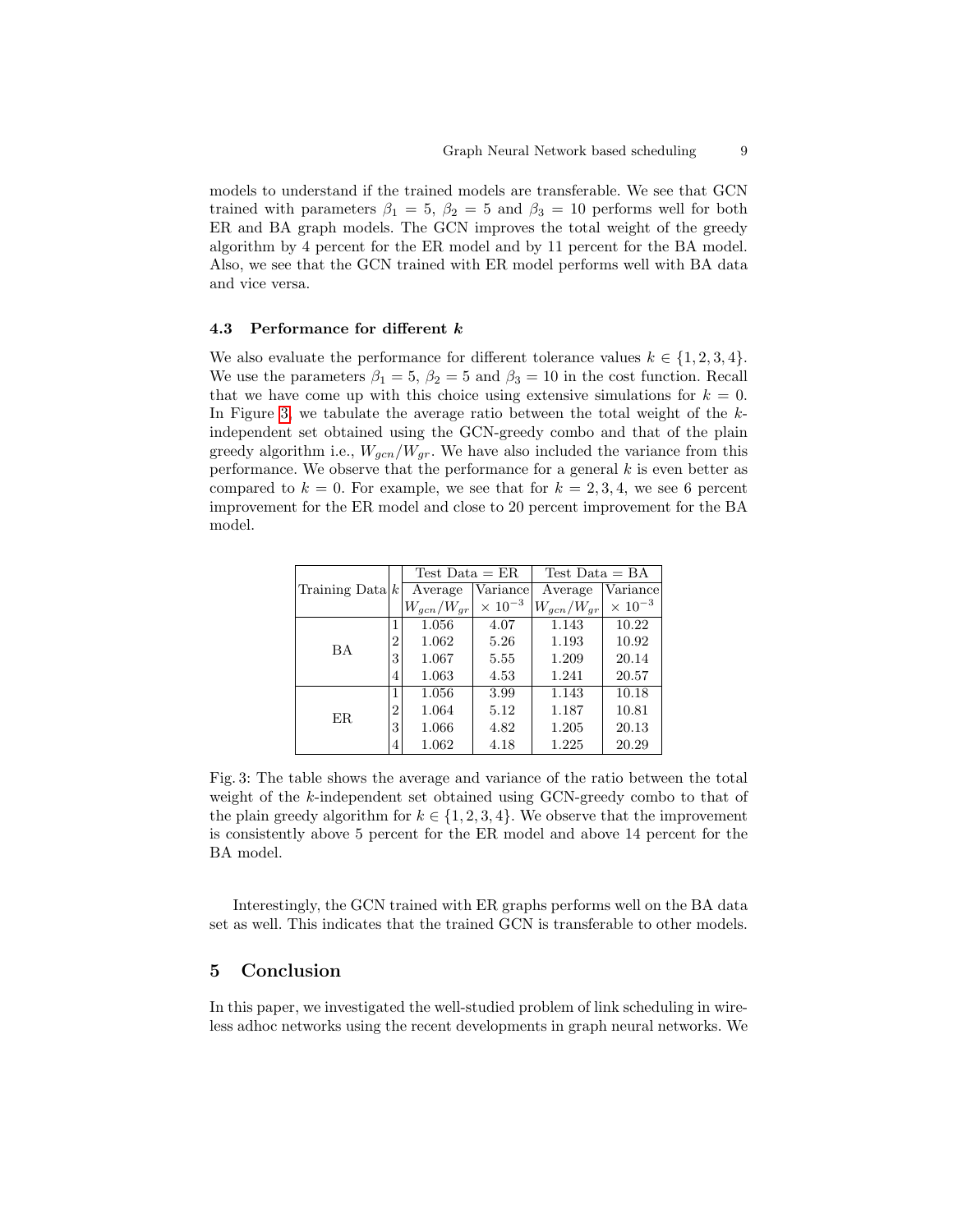models to understand if the trained models are transferable. We see that GCN trained with parameters $\beta_1 = 5$, $\beta_2 = 5$ and $\beta_3 = 10$ performs well for both ER and BA graph models. The GCN improves the total weight of the greedy algorithm by 4 percent for the ER model and by 11 percent for the BA model. Also, we see that the GCN trained with ER model performs well with BA data and vice versa.

### 4.3 Performance for different $k$

We also evaluate the performance for different tolerance values $k \in \{1, 2, 3, 4\}$. We use the parameters $\beta_1 = 5$, $\beta_2 = 5$ and $\beta_3 = 10$ in the cost function. Recall that we have come up with this choice using extensive simulations for $k = 0$. In Figure 3, we tabulate the average ratio between the total weight of the $k$-independent set obtained using the GCN-greedy combo and that of the plain greedy algorithm i.e., $W_{gcn}/W_{gr}$. We have also included the variance from this performance. We observe that the performance for a general $k$ is even better as compared to $k = 0$. For example, we see that for $k = 2, 3, 4$, we see 6 percent improvement for the ER model and close to 20 percent improvement for the BA model.

| Training Data | $k$ | Test Data = ER | | Test Data = BA | |
|---|---|---|---|---|---|
| | | Average $W_{gcn}/W_{gr}$ | Variance $\times 10^{-3}$ | Average $W_{gcn}/W_{gr}$ | Variance $\times 10^{-3}$ |
| BA | 1 | 1.056 | 4.07 | 1.143 | 10.22 |
| | 2 | 1.062 | 5.26 | 1.193 | 10.92 |
| | 3 | 1.067 | 5.55 | 1.209 | 20.14 |
| | 4 | 1.063 | 4.53 | 1.241 | 20.57 |
| ER | 1 | 1.056 | 3.99 | 1.143 | 10.18 |
| | 2 | 1.064 | 5.12 | 1.187 | 10.81 |
| | 3 | 1.066 | 4.82 | 1.205 | 20.13 |
| | 4 | 1.062 | 4.18 | 1.225 | 20.29 |

Fig. 3: The table shows the average and variance of the ratio between the total weight of the $k$-independent set obtained using GCN-greedy combo to that of the plain greedy algorithm for $k \in \{1, 2, 3, 4\}$. We observe that the improvement is consistently above 5 percent for the ER model and above 14 percent for the BA model.

Interestingly, the GCN trained with ER graphs performs well on the BA data set as well. This indicates that the trained GCN is transferable to other models.

## 5 Conclusion

In this paper, we investigated the well-studied problem of link scheduling in wireless adhoc networks using the recent developments in graph neural networks. We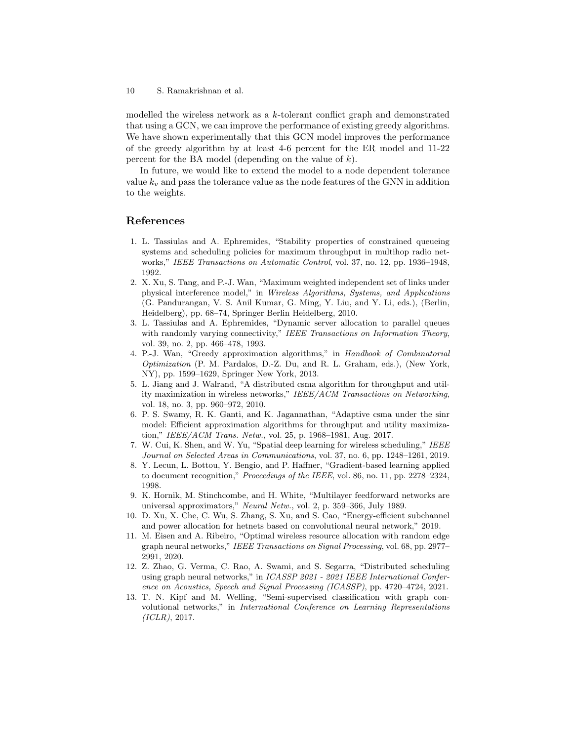modelled the wireless network as a $k$-tolerant conflict graph and demonstrated that using a GCN, we can improve the performance of existing greedy algorithms. We have shown experimentally that this GCN model improves the performance of the greedy algorithm by at least 4-6 percent for the ER model and 11-22 percent for the BA model (depending on the value of $k$).

In future, we would like to extend the model to a node dependent tolerance value $k_v$ and pass the tolerance value as the node features of the GNN in addition to the weights.

## References

1. L. Tassiulas and A. Ephremides, "Stability properties of constrained queueing systems and scheduling policies for maximum throughput in multihop radio networks," *IEEE Transactions on Automatic Control*, vol. 37, no. 12, pp. 1936–1948, 1992.
2. X. Xu, S. Tang, and P.-J. Wan, "Maximum weighted independent set of links under physical interference model," in *Wireless Algorithms, Systems, and Applications* (G. Pandurangan, V. S. Anil Kumar, G. Ming, Y. Liu, and Y. Li, eds.), (Berlin, Heidelberg), pp. 68–74, Springer Berlin Heidelberg, 2010.
3. L. Tassiulas and A. Ephremides, "Dynamic server allocation to parallel queues with randomly varying connectivity," *IEEE Transactions on Information Theory*, vol. 39, no. 2, pp. 466–478, 1993.
4. P.-J. Wan, "Greedy approximation algorithms," in *Handbook of Combinatorial Optimization* (P. M. Pardalos, D.-Z. Du, and R. L. Graham, eds.), (New York, NY), pp. 1599–1629, Springer New York, 2013.
5. L. Jiang and J. Walrand, "A distributed csma algorithm for throughput and utility maximization in wireless networks," *IEEE/ACM Transactions on Networking*, vol. 18, no. 3, pp. 960–972, 2010.
6. P. S. Swamy, R. K. Ganti, and K. Jagannathan, "Adaptive csma under the sinr model: Efficient approximation algorithms for throughput and utility maximization," *IEEE/ACM Trans. Netw.*, vol. 25, p. 1968–1981, Aug. 2017.
7. W. Cui, K. Shen, and W. Yu, "Spatial deep learning for wireless scheduling," *IEEE Journal on Selected Areas in Communications*, vol. 37, no. 6, pp. 1248–1261, 2019.
8. Y. Lecun, L. Bottou, Y. Bengio, and P. Haffner, "Gradient-based learning applied to document recognition," *Proceedings of the IEEE*, vol. 86, no. 11, pp. 2278–2324, 1998.
9. K. Hornik, M. Stinchcombe, and H. White, "Multilayer feedforward networks are universal approximators," *Neural Netw.*, vol. 2, p. 359–366, July 1989.
10. D. Xu, X. Che, C. Wu, S. Zhang, S. Xu, and S. Cao, "Energy-efficient subchannel and power allocation for hetnets based on convolutional neural network," 2019.
11. M. Eisen and A. Ribeiro, "Optimal wireless resource allocation with random edge graph neural networks," *IEEE Transactions on Signal Processing*, vol. 68, pp. 2977–2991, 2020.
12. Z. Zhao, G. Verma, C. Rao, A. Swami, and S. Segarra, "Distributed scheduling using graph neural networks," in *ICASSP 2021 - 2021 IEEE International Conference on Acoustics, Speech and Signal Processing (ICASSP)*, pp. 4720–4724, 2021.
13. T. N. Kipf and M. Welling, "Semi-supervised classification with graph convolutional networks," in *International Conference on Learning Representations (ICLR)*, 2017.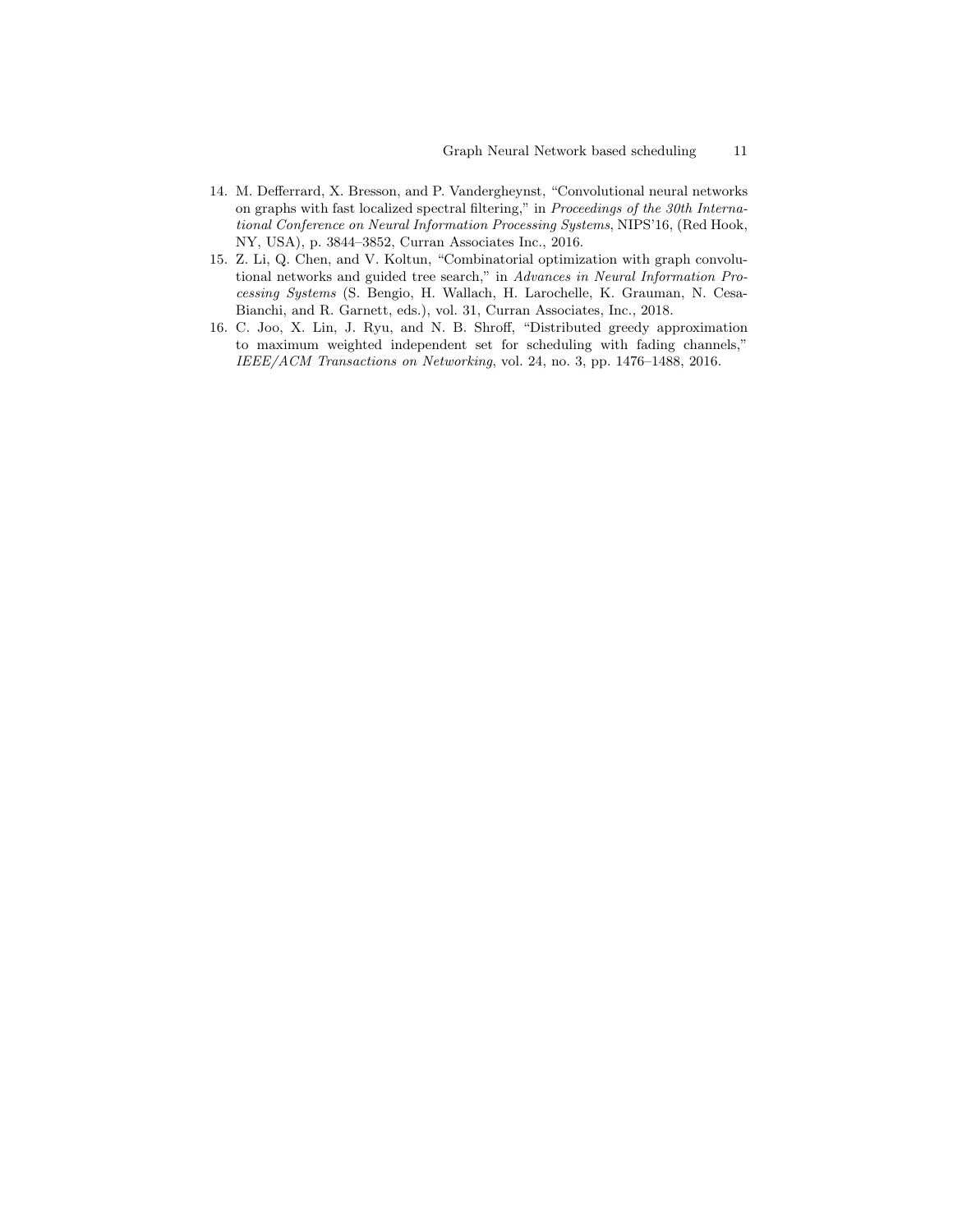14. M. Defferrard, X. Bresson, and P. Vandergheynst, "Convolutional neural networks on graphs with fast localized spectral filtering," in *Proceedings of the 30th International Conference on Neural Information Processing Systems*, NIPS'16, (Red Hook, NY, USA), p. 3844–3852, Curran Associates Inc., 2016.
15. Z. Li, Q. Chen, and V. Koltun, "Combinatorial optimization with graph convolutional networks and guided tree search," in *Advances in Neural Information Processing Systems* (S. Bengio, H. Wallach, H. Larochelle, K. Grauman, N. Cesa-Bianchi, and R. Garnett, eds.), vol. 31, Curran Associates, Inc., 2018.
16. C. Joo, X. Lin, J. Ryu, and N. B. Shroff, "Distributed greedy approximation to maximum weighted independent set for scheduling with fading channels," *IEEE/ACM Transactions on Networking*, vol. 24, no. 3, pp. 1476–1488, 2016.